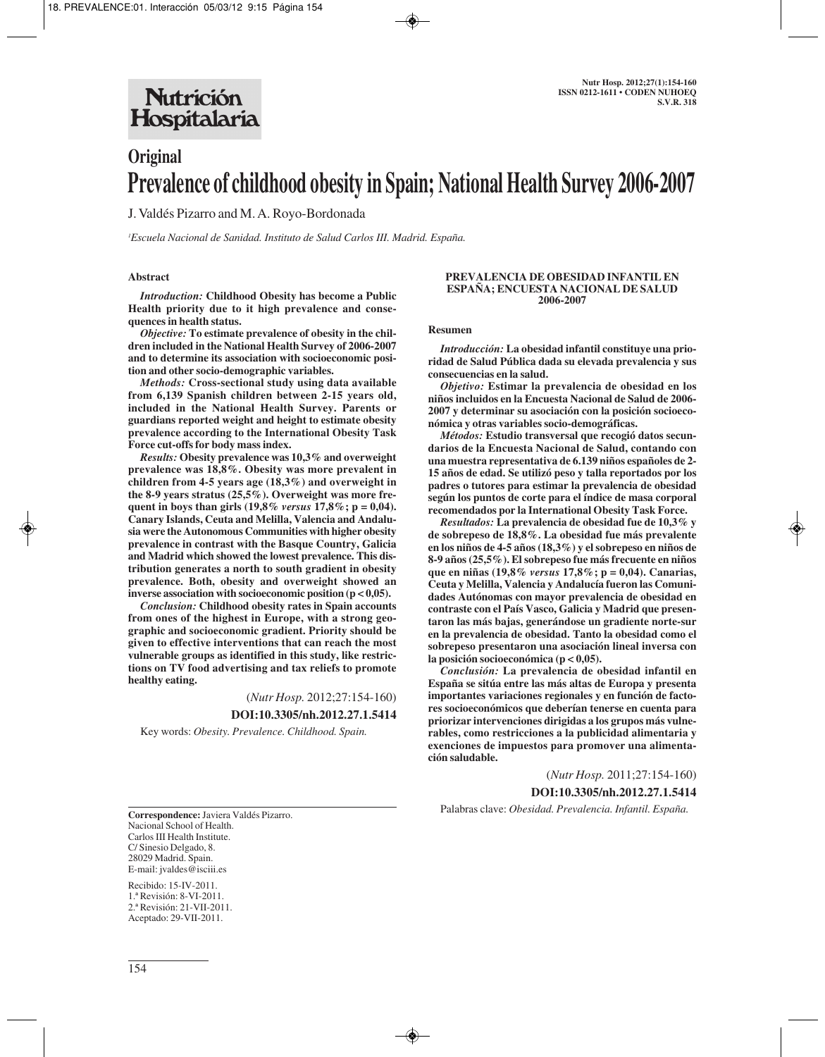# Original

# Prevalence of childhood obesity in Spain; National Health Survey 2006-2007

J. Valdés Pizarro and M. A. Royo-Bordonada

[1]Escuela Nacional de Sanidad. Instituto de Salud Carlos III. Madrid. España.

## Abstract

*Introduction:* **Childhood Obesity has become a Public Health priority due to it high prevalence and consequences in health status.**

*Objective:* **To estimate prevalence of obesity in the children included in the National Health Survey of 2006-2007 and to determine its association with socioeconomic position and other socio-demographic variables.**

*Methods:* **Cross-sectional study using data available from 6,139 Spanish children between 2-15 years old, included in the National Health Survey. Parents or guardians reported weight and height to estimate obesity prevalence according to the International Obesity Task Force cut-offs for body mass index.**

*Results:* **Obesity prevalence was 10,3% and overweight prevalence was 18,8%. Obesity was more prevalent in children from 4-5 years age (18,3%) and overweight in the 8-9 years stratus (25,5%). Overweight was more frequent in boys than girls (19,8%** ***versus*** **17,8%; p = 0,04). Canary Islands, Ceuta and Melilla, Valencia and Andalusia were the Autonomous Communities with higher obesity prevalence in contrast with the Basque Country, Galicia and Madrid which showed the lowest prevalence. This distribution generates a north to south gradient in obesity prevalence. Both, obesity and overweight showed an inverse association with socioeconomic position (p < 0,05).**

*Conclusion:* **Childhood obesity rates in Spain accounts from ones of the highest in Europe, with a strong geographic and socioeconomic gradient. Priority should be given to effective interventions that can reach the most vulnerable groups as identified in this study, like restrictions on TV food advertising and tax reliefs to promote healthy eating.**

(*Nutr Hosp.* 2012;27:154-160)

**DOI:10.3305/nh.2012.27.1.5414**

Key words: *Obesity. Prevalence. Childhood. Spain.*

### PREVALENCIA DE OBESIDAD INFANTIL EN ESPAÑA; ENCUESTA NACIONAL DE SALUD 2006-2007

## Resumen

*Introducción:* **La obesidad infantil constituye una prioridad de Salud Pública dada su elevada prevalencia y sus consecuencias en la salud.**

*Objetivo:* **Estimar la prevalencia de obesidad en los niños incluidos en la Encuesta Nacional de Salud de 2006-2007 y determinar su asociación con la posición socioeconómica y otras variables socio-demográficas.**

*Métodos:* **Estudio transversal que recogió datos secundarios de la Encuesta Nacional de Salud, contando con una muestra representativa de 6.139 niños españoles de 2-15 años de edad. Se utilizó peso y talla reportados por los padres o tutores para estimar la prevalencia de obesidad según los puntos de corte para el índice de masa corporal recomendados por la International Obesity Task Force.**

*Resultados:* **La prevalencia de obesidad fue de 10,3% y de sobrepeso de 18,8%. La obesidad fue más prevalente en los niños de 4-5 años (18,3%) y el sobrepeso en niños de 8-9 años (25,5%). El sobrepeso fue más frecuente en niños que en niñas (19,8%** ***versus*** **17,8%; p = 0,04). Canarias, Ceuta y Melilla, Valencia y Andalucía fueron las Comunidades Autónomas con mayor prevalencia de obesidad en contraste con el País Vasco, Galicia y Madrid que presentaron las más bajas, generándose un gradiente norte-sur en la prevalencia de obesidad. Tanto la obesidad como el sobrepeso presentaron una asociación lineal inversa con la posición socioeconómica (p < 0,05).**

*Conclusión:* **La prevalencia de obesidad infantil en España se sitúa entre las más altas de Europa y presenta importantes variaciones regionales y en función de factores socioeconómicos que deberían tenerse en cuenta para priorizar intervenciones dirigidas a los grupos más vulnerables, como restricciones a la publicidad alimentaria y exenciones de impuestos para promover una alimentación saludable.**

(*Nutr Hosp.* 2011;27:154-160)

**DOI:10.3305/nh.2012.27.1.5414**

Palabras clave: *Obesidad. Prevalencia. Infantil. España.*

---

**Correspondence:** Javiera Valdés Pizarro.
Nacional School of Health.
Carlos III Health Institute.
C/ Sinesio Delgado, 8.
28029 Madrid. Spain.
E-mail: jvaldes@isciii.es

Recibido: 15-IV-2011.
1.ª Revisión: 8-VI-2011.
2.ª Revisión: 21-VII-2011.
Aceptado: 29-VII-2011.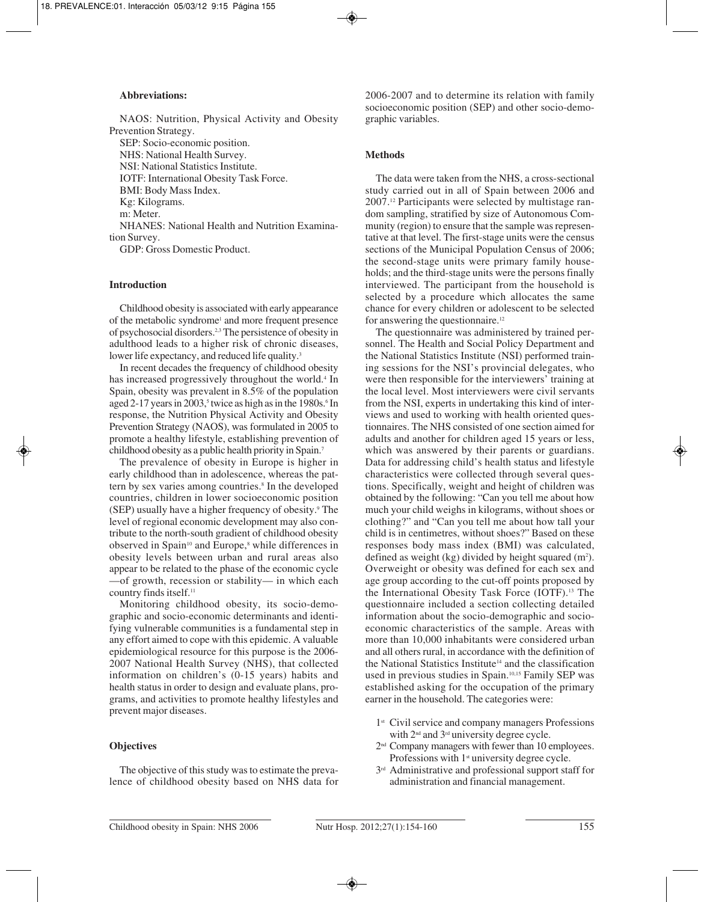**Abbreviations:**

NAOS: Nutrition, Physical Activity and Obesity Prevention Strategy.

SEP: Socio-economic position.

NHS: National Health Survey.

NSI: National Statistics Institute.

IOTF: International Obesity Task Force.

BMI: Body Mass Index.

Kg: Kilograms.

m: Meter.

NHANES: National Health and Nutrition Examination Survey.

GDP: Gross Domestic Product.

## Introduction

Childhood obesity is associated with early appearance of the metabolic syndrome[1] and more frequent presence of psychosocial disorders.[2,3] The persistence of obesity in adulthood leads to a higher risk of chronic diseases, lower life expectancy, and reduced life quality.[3]

In recent decades the frequency of childhood obesity has increased progressively throughout the world.[4] In Spain, obesity was prevalent in 8.5% of the population aged 2-17 years in 2003,[5] twice as high as in the 1980s.[6] In response, the Nutrition Physical Activity and Obesity Prevention Strategy (NAOS), was formulated in 2005 to promote a healthy lifestyle, establishing prevention of childhood obesity as a public health priority in Spain.[7]

The prevalence of obesity in Europe is higher in early childhood than in adolescence, whereas the pattern by sex varies among countries.[8] In the developed countries, children in lower socioeconomic position (SEP) usually have a higher frequency of obesity.[9] The level of regional economic development may also contribute to the north-south gradient of childhood obesity observed in Spain[10] and Europe,[8] while differences in obesity levels between urban and rural areas also appear to be related to the phase of the economic cycle —of growth, recession or stability— in which each country finds itself.[11]

Monitoring childhood obesity, its socio-demographic and socio-economic determinants and identifying vulnerable communities is a fundamental step in any effort aimed to cope with this epidemic. A valuable epidemiological resource for this purpose is the 2006-2007 National Health Survey (NHS), that collected information on children's (0-15 years) habits and health status in order to design and evaluate plans, programs, and activities to promote healthy lifestyles and prevent major diseases.

## Objectives

The objective of this study was to estimate the prevalence of childhood obesity based on NHS data for 2006-2007 and to determine its relation with family socioeconomic position (SEP) and other socio-demographic variables.

## Methods

The data were taken from the NHS, a cross-sectional study carried out in all of Spain between 2006 and 2007.[12] Participants were selected by multistage random sampling, stratified by size of Autonomous Community (region) to ensure that the sample was representative at that level. The first-stage units were the census sections of the Municipal Population Census of 2006; the second-stage units were primary family households; and the third-stage units were the persons finally interviewed. The participant from the household is selected by a procedure which allocates the same chance for every children or adolescent to be selected for answering the questionnaire.[12]

The questionnaire was administered by trained personnel. The Health and Social Policy Department and the National Statistics Institute (NSI) performed training sessions for the NSI's provincial delegates, who were then responsible for the interviewers' training at the local level. Most interviewers were civil servants from the NSI, experts in undertaking this kind of interviews and used to working with health oriented questionnaires. The NHS consisted of one section aimed for adults and another for children aged 15 years or less, which was answered by their parents or guardians. Data for addressing child's health status and lifestyle characteristics were collected through several questions. Specifically, weight and height of children was obtained by the following: "Can you tell me about how much your child weighs in kilograms, without shoes or clothing?" and "Can you tell me about how tall your child is in centimetres, without shoes?" Based on these responses body mass index (BMI) was calculated, defined as weight (kg) divided by height squared ($m^2$). Overweight or obesity was defined for each sex and age group according to the cut-off points proposed by the International Obesity Task Force (IOTF).[13] The questionnaire included a section collecting detailed information about the socio-demographic and socio-economic characteristics of the sample. Areas with more than 10,000 inhabitants were considered urban and all others rural, in accordance with the definition of the National Statistics Institute[14] and the classification used in previous studies in Spain.[10,15] Family SEP was established asking for the occupation of the primary earner in the household. The categories were:

- 1st Civil service and company managers Professions with 2nd and 3rd university degree cycle.
- 2nd Company managers with fewer than 10 employees. Professions with 1st university degree cycle.
- 3rd Administrative and professional support staff for administration and financial management.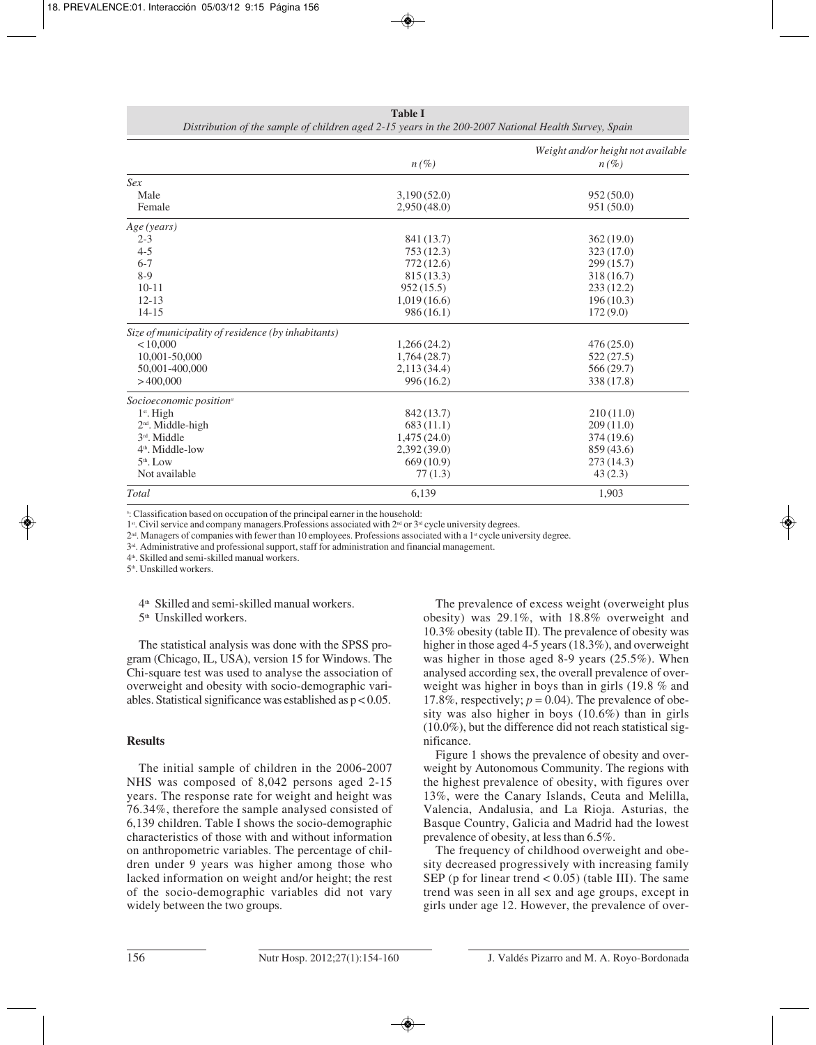**Table I**
*Distribution of the sample of children aged 2-15 years in the 200-2007 National Health Survey, Spain*

| | n (%) | Weight and/or height not available n (%) |
|---|---|---|
| *Sex* | | |
| Male | 3,190 (52.0) | 952 (50.0) |
| Female | 2,950 (48.0) | 951 (50.0) |
| *Age (years)* | | |
| 2-3 | 841 (13.7) | 362 (19.0) |
| 4-5 | 753 (12.3) | 323 (17.0) |
| 6-7 | 772 (12.6) | 299 (15.7) |
| 8-9 | 815 (13.3) | 318 (16.7) |
| 10-11 | 952 (15.5) | 233 (12.2) |
| 12-13 | 1,019 (16.6) | 196 (10.3) |
| 14-15 | 986 (16.1) | 172 (9.0) |
| *Size of municipality of residence (by inhabitants)* | | |
| < 10,000 | 1,266 (24.2) | 476 (25.0) |
| 10,001-50,000 | 1,764 (28.7) | 522 (27.5) |
| 50,001-400,000 | 2,113 (34.4) | 566 (29.7) |
| > 400,000 | 996 (16.2) | 338 (17.8) |
| *Socioeconomic position*[a] | | |
| 1st. High | 842 (13.7) | 210 (11.0) |
| 2nd. Middle-high | 683 (11.1) | 209 (11.0) |
| 3rd. Middle | 1,475 (24.0) | 374 (19.6) |
| 4th. Middle-low | 2,392 (39.0) | 859 (43.6) |
| 5th. Low | 669 (10.9) | 273 (14.3) |
| Not available | 77 (1.3) | 43 (2.3) |
| *Total* | 6,139 | 1,903 |

[a]: Classification based on occupation of the principal earner in the household:
1st. Civil service and company managers. Professions associated with 2nd or 3rd cycle university degrees.
2nd. Managers of companies with fewer than 10 employees. Professions associated with a 1st cycle university degree.
3rd. Administrative and professional support, staff for administration and financial management.
4th. Skilled and semi-skilled manual workers.
5th. Unskilled workers.

4th Skilled and semi-skilled manual workers.
5th Unskilled workers.

The statistical analysis was done with the SPSS program (Chicago, IL, USA), version 15 for Windows. The Chi-square test was used to analyse the association of overweight and obesity with socio-demographic variables. Statistical significance was established as $p < 0.05$.

## Results

The initial sample of children in the 2006-2007 NHS was composed of 8,042 persons aged 2-15 years. The response rate for weight and height was 76.34%, therefore the sample analysed consisted of 6,139 children. Table I shows the socio-demographic characteristics of those with and without information on anthropometric variables. The percentage of children under 9 years was higher among those who lacked information on weight and/or height; the rest of the socio-demographic variables did not vary widely between the two groups.

The prevalence of excess weight (overweight plus obesity) was 29.1%, with 18.8% overweight and 10.3% obesity (table II). The prevalence of obesity was higher in those aged 4-5 years (18.3%), and overweight was higher in those aged 8-9 years (25.5%). When analysed according sex, the overall prevalence of overweight was higher in boys than in girls (19.8 % and 17.8%, respectively; $p = 0.04$). The prevalence of obesity was also higher in boys (10.6%) than in girls (10.0%), but the difference did not reach statistical significance.

Figure 1 shows the prevalence of obesity and overweight by Autonomous Community. The regions with the highest prevalence of obesity, with figures over 13%, were the Canary Islands, Ceuta and Melilla, Valencia, Andalusia, and La Rioja. Asturias, the Basque Country, Galicia and Madrid had the lowest prevalence of obesity, at less than 6.5%.

The frequency of childhood overweight and obesity decreased progressively with increasing family SEP (p for linear trend < 0.05) (table III). The same trend was seen in all sex and age groups, except in girls under age 12. However, the prevalence of over-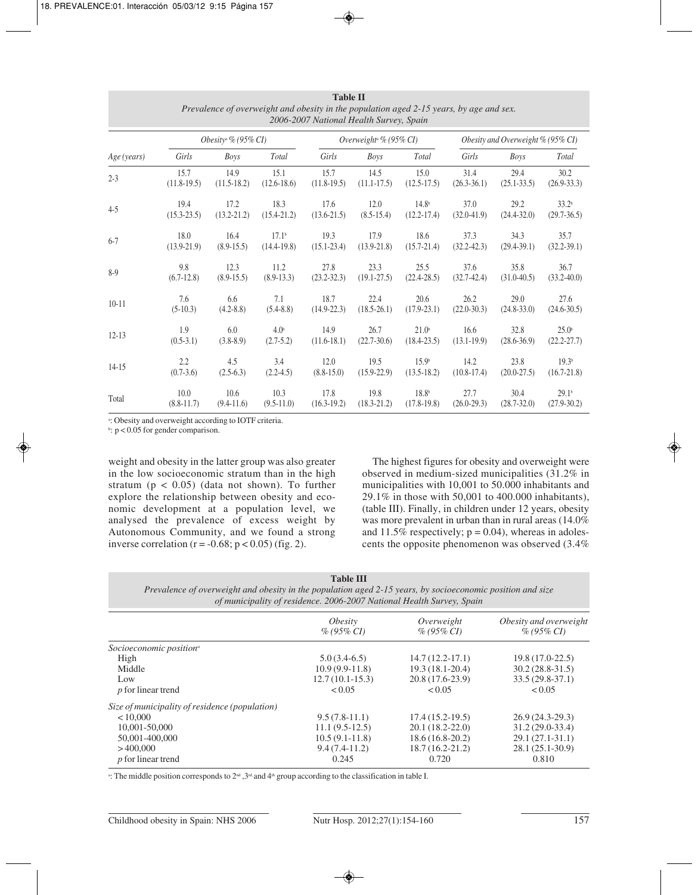**Table II**
*Prevalence of overweight and obesity in the population aged 2-15 years, by age and sex. 2006-2007 National Health Survey, Spain*

| Age (years) | Obesity[a] % (95% CI) | | | Overweight[a] % (95% CI) | | | Obesity and Overweight % (95% CI) | | |
|---|---|---|---|---|---|---|---|---|---|
| | Girls | Boys | Total | Girls | Boys | Total | Girls | Boys | Total |
| 2-3 | 15.7 (11.8-19.5) | 14.9 (11.5-18.2) | 15.1 (12.6-18.6) | 15.7 (11.8-19.5) | 14.5 (11.1-17.5) | 15.0 (12.5-17.5) | 31.4 (26.3-36.1) | 29.4 (25.1-33.5) | 30.2 (26.9-33.3) |
| 4-5 | 19.4 (15.3-23.5) | 17.2 (13.2-21.2) | 18.3 (15.4-21.2) | 17.6 (13.6-21.5) | 12.0 (8.5-15.4) | 14.8[b] (12.2-17.4) | 37.0 (32.0-41.9) | 29.2 (24.4-32.0) | 33.2[b] (29.7-36.5) |
| 6-7 | 18.0 (13.9-21.9) | 16.4 (8.9-15.5) | 17.1[b] (14.4-19.8) | 19.3 (15.1-23.4) | 17.9 (13.9-21.8) | 18.6 (15.7-21.4) | 37.3 (32.2-42.3) | 34.3 (29.4-39.1) | 35.7 (32.2-39.1) |
| 8-9 | 9.8 (6.7-12.8) | 12.3 (8.9-15.5) | 11.2 (8.9-13.3) | 27.8 (23.2-32.3) | 23.3 (19.1-27.5) | 25.5 (22.4-28.5) | 37.6 (32.7-42.4) | 35.8 (31.0-40.5) | 36.7 (33.2-40.0) |
| 10-11 | 7.6 (5-10.3) | 6.6 (4.2-8.8) | 7.1 (5.4-8.8) | 18.7 (14.9-22.3) | 22.4 (18.5-26.1) | 20.6 (17.9-23.1) | 26.2 (22.0-30.3) | 29.0 (24.8-33.0) | 27.6 (24.6-30.5) |
| 12-13 | 1.9 (0.5-3.1) | 6.0 (3.8-8.9) | 4.0[b] (2.7-5.2) | 14.9 (11.6-18.1) | 26.7 (22.7-30.6) | 21.0[b] (18.4-23.5) | 16.6 (13.1-19.9) | 32.8 (28.6-36.9) | 25.0[b] (22.2-27.7) |
| 14-15 | 2.2 (0.7-3.6) | 4.5 (2.5-6.3) | 3.4 (2.2-4.5) | 12.0 (8.8-15.0) | 19.5 (15.9-22.9) | 15.9[b] (13.5-18.2) | 14.2 (10.8-17.4) | 23.8 (20.0-27.5) | 19.3[b] (16.7-21.8) |
| Total | 10.0 (8.8-11.7) | 10.6 (9.4-11.6) | 10.3 (9.5-11.0) | 17.8 (16.3-19.2) | 19.8 (18.3-21.2) | 18.8[b] (17.8-19.8) | 27.7 (26.0-29.3) | 30.4 (28.7-32.0) | 29.1[b] (27.9-30.2) |

[a]: Obesity and overweight according to IOTF criteria.
[b]: $p < 0.05$ for gender comparison.

weight and obesity in the latter group was also greater in the low socioeconomic stratum than in the high stratum ($p < 0.05$) (data not shown). To further explore the relationship between obesity and economic development at a population level, we analysed the prevalence of excess weight by Autonomous Community, and we found a strong inverse correlation ($r = -0.68$; $p < 0.05$) (fig. 2).

The highest figures for obesity and overweight were observed in medium-sized municipalities (31.2% in municipalities with 10,001 to 50.000 inhabitants and 29.1% in those with 50,001 to 400.000 inhabitants), (table III). Finally, in children under 12 years, obesity was more prevalent in urban than in rural areas (14.0% and 11.5% respectively; $p = 0.04$), whereas in adolescents the opposite phenomenon was observed (3.4%

**Table III**
*Prevalence of overweight and obesity in the population aged 2-15 years, by socioeconomic position and size of municipality of residence. 2006-2007 National Health Survey, Spain*

| | Obesity % (95% CI) | Overweight % (95% CI) | Obesity and overweight % (95% CI) |
|---|---|---|---|
| *Socioeconomic position*[a] | | | |
| High | 5.0 (3.4-6.5) | 14.7 (12.2-17.1) | 19.8 (17.0-22.5) |
| Middle | 10.9 (9.9-11.8) | 19.3 (18.1-20.4) | 30.2 (28.8-31.5) |
| Low | 12.7 (10.1-15.3) | 20.8 (17.6-23.9) | 33.5 (29.8-37.1) |
| *p* for linear trend | < 0.05 | < 0.05 | < 0.05 |
| *Size of municipality of residence (population)* | | | |
| < 10,000 | 9.5 (7.8-11.1) | 17.4 (15.2-19.5) | 26.9 (24.3-29.3) |
| 10,001-50,000 | 11.1 (9.5-12.5) | 20.1 (18.2-22.0) | 31.2 (29.0-33.4) |
| 50,001-400,000 | 10.5 (9.1-11.8) | 18.6 (16.8-20.2) | 29.1 (27.1-31.1) |
| > 400,000 | 9.4 (7.4-11.2) | 18.7 (16.2-21.2) | 28.1 (25.1-30.9) |
| *p* for linear trend | 0.245 | 0.720 | 0.810 |

[a]: The middle position corresponds to 2nd, 3rd and 4th group according to the classification in table I.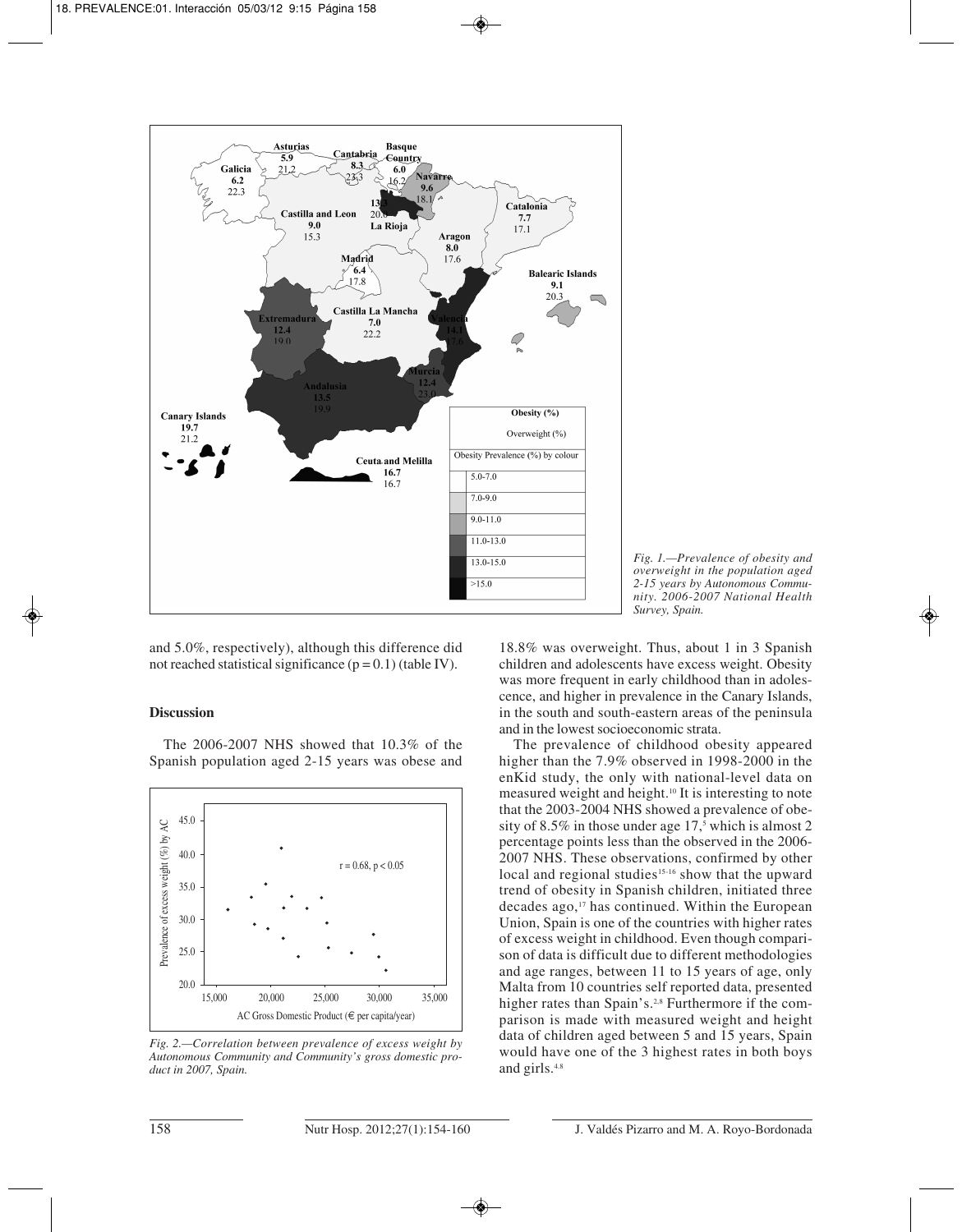*Fig. 1.—Prevalence of obesity and overweight in the population aged 2-15 years by Autonomous Community. 2006-2007 National Health Survey, Spain.*

and 5.0%, respectively), although this difference did not reached statistical significance ($p = 0.1$) (table IV).

## Discussion

The 2006-2007 NHS showed that 10.3% of the Spanish population aged 2-15 years was obese and 18.8% was overweight. Thus, about 1 in 3 Spanish children and adolescents have excess weight. Obesity was more frequent in early childhood than in adolescence, and higher in prevalence in the Canary Islands, in the south and south-eastern areas of the peninsula and in the lowest socioeconomic strata.

*Fig. 2.—Correlation between prevalence of excess weight by Autonomous Community and Community's gross domestic product in 2007, Spain.*

The prevalence of childhood obesity appeared higher than the 7.9% observed in 1998-2000 in the enKid study, the only with national-level data on measured weight and height.[10] It is interesting to note that the 2003-2004 NHS showed a prevalence of obesity of 8.5% in those under age 17,[5] which is almost 2 percentage points less than the observed in the 2006-2007 NHS. These observations, confirmed by other local and regional studies[15-16] show that the upward trend of obesity in Spanish children, initiated three decades ago,[17] has continued. Within the European Union, Spain is one of the countries with higher rates of excess weight in childhood. Even though comparison of data is difficult due to different methodologies and age ranges, between 11 to 15 years of age, only Malta from 10 countries self reported data, presented higher rates than Spain's.[2,8] Furthermore if the comparison is made with measured weight and height data of children aged between 5 and 15 years, Spain would have one of the 3 highest rates in both boys and girls.[4,8]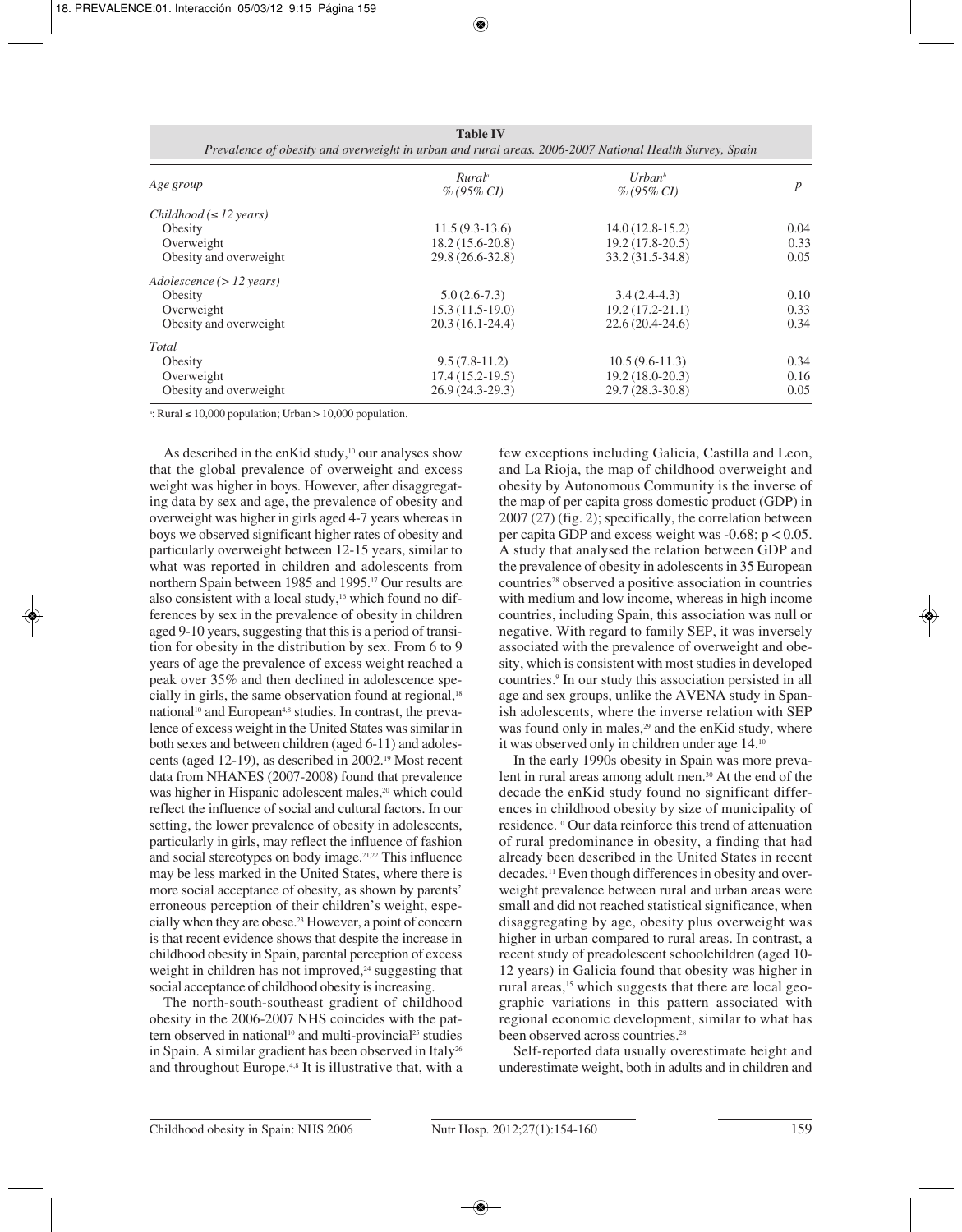**Table IV**
*Prevalence of obesity and overweight in urban and rural areas. 2006-2007 National Health Survey, Spain*

| *Age group* | *Rural*[a] *% (95% CI)* | *Urban*[b] *% (95% CI)* | *p* |
|---|---|---|---|
| *Childhood (≤ 12 years)* | | | |
| Obesity | 11.5 (9.3-13.6) | 14.0 (12.8-15.2) | 0.04 |
| Overweight | 18.2 (15.6-20.8) | 19.2 (17.8-20.5) | 0.33 |
| Obesity and overweight | 29.8 (26.6-32.8) | 33.2 (31.5-34.8) | 0.05 |
| *Adolescence (> 12 years)* | | | |
| Obesity | 5.0 (2.6-7.3) | 3.4 (2.4-4.3) | 0.10 |
| Overweight | 15.3 (11.5-19.0) | 19.2 (17.2-21.1) | 0.33 |
| Obesity and overweight | 20.3 (16.1-24.4) | 22.6 (20.4-24.6) | 0.34 |
| *Total* | | | |
| Obesity | 9.5 (7.8-11.2) | 10.5 (9.6-11.3) | 0.34 |
| Overweight | 17.4 (15.2-19.5) | 19.2 (18.0-20.3) | 0.16 |
| Obesity and overweight | 26.9 (24.3-29.3) | 29.7 (28.3-30.8) | 0.05 |

[a]: Rural ≤ 10,000 population; Urban > 10,000 population.

As described in the enKid study,[10] our analyses show that the global prevalence of overweight and excess weight was higher in boys. However, after disaggregating data by sex and age, the prevalence of obesity and overweight was higher in girls aged 4-7 years whereas in boys we observed significant higher rates of obesity and particularly overweight between 12-15 years, similar to what was reported in children and adolescents from northern Spain between 1985 and 1995.[17] Our results are also consistent with a local study,[16] which found no differences by sex in the prevalence of obesity in children aged 9-10 years, suggesting that this is a period of transition for obesity in the distribution by sex. From 6 to 9 years of age the prevalence of excess weight reached a peak over 35% and then declined in adolescence specially in girls, the same observation found at regional,[18] national[10] and European[4,8] studies. In contrast, the prevalence of excess weight in the United States was similar in both sexes and between children (aged 6-11) and adolescents (aged 12-19), as described in 2002.[19] Most recent data from NHANES (2007-2008) found that prevalence was higher in Hispanic adolescent males,[20] which could reflect the influence of social and cultural factors. In our setting, the lower prevalence of obesity in adolescents, particularly in girls, may reflect the influence of fashion and social stereotypes on body image.[21,22] This influence may be less marked in the United States, where there is more social acceptance of obesity, as shown by parents' erroneous perception of their children's weight, especially when they are obese.[23] However, a point of concern is that recent evidence shows that despite the increase in childhood obesity in Spain, parental perception of excess weight in children has not improved,[24] suggesting that social acceptance of childhood obesity is increasing.

The north-south-southeast gradient of childhood obesity in the 2006-2007 NHS coincides with the pattern observed in national[10] and multi-provincial[25] studies in Spain. A similar gradient has been observed in Italy[26] and throughout Europe.[4,8] It is illustrative that, with a few exceptions including Galicia, Castilla and Leon, and La Rioja, the map of childhood overweight and obesity by Autonomous Community is the inverse of the map of per capita gross domestic product (GDP) in 2007 (27) (fig. 2); specifically, the correlation between per capita GDP and excess weight was -0.68; $p < 0.05$. A study that analysed the relation between GDP and the prevalence of obesity in adolescents in 35 European countries[28] observed a positive association in countries with medium and low income, whereas in high income countries, including Spain, this association was null or negative. With regard to family SEP, it was inversely associated with the prevalence of overweight and obesity, which is consistent with most studies in developed countries.[9] In our study this association persisted in all age and sex groups, unlike the AVENA study in Spanish adolescents, where the inverse relation with SEP was found only in males,[29] and the enKid study, where it was observed only in children under age 14.[10]

In the early 1990s obesity in Spain was more prevalent in rural areas among adult men.[30] At the end of the decade the enKid study found no significant differences in childhood obesity by size of municipality of residence.[10] Our data reinforce this trend of attenuation of rural predominance in obesity, a finding that had already been described in the United States in recent decades.[11] Even though differences in obesity and overweight prevalence between rural and urban areas were small and did not reached statistical significance, when disaggregating by age, obesity plus overweight was higher in urban compared to rural areas. In contrast, a recent study of preadolescent schoolchildren (aged 10-12 years) in Galicia found that obesity was higher in rural areas,[15] which suggests that there are local geographic variations in this pattern associated with regional economic development, similar to what has been observed across countries.[28]

Self-reported data usually overestimate height and underestimate weight, both in adults and in children and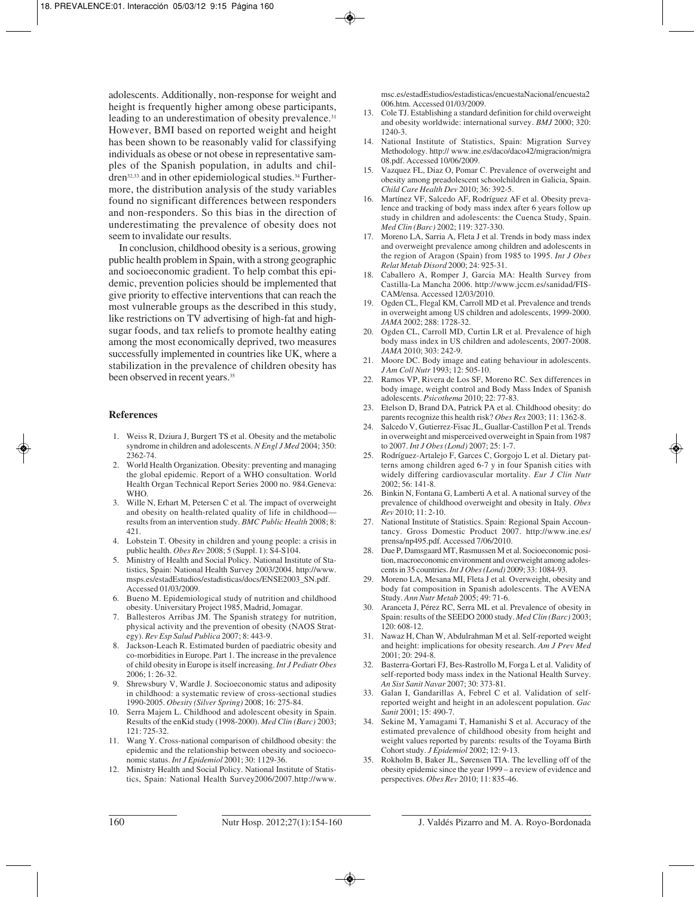adolescents. Additionally, non-response for weight and height is frequently higher among obese participants, leading to an underestimation of obesity prevalence.[31] However, BMI based on reported weight and height has been shown to be reasonably valid for classifying individuals as obese or not obese in representative samples of the Spanish population, in adults and children[32,33] and in other epidemiological studies.[34] Furthermore, the distribution analysis of the study variables found no significant differences between responders and non-responders. So this bias in the direction of underestimating the prevalence of obesity does not seem to invalidate our results.

In conclusion, childhood obesity is a serious, growing public health problem in Spain, with a strong geographic and socioeconomic gradient. To help combat this epidemic, prevention policies should be implemented that give priority to effective interventions that can reach the most vulnerable groups as the described in this study, like restrictions on TV advertising of high-fat and high-sugar foods, and tax reliefs to promote healthy eating among the most economically deprived, two measures successfully implemented in countries like UK, where a stabilization in the prevalence of children obesity has been observed in recent years.[35]

## References

1. Weiss R, Dziura J, Burgert TS et al. Obesity and the metabolic syndrome in children and adolescents. *N Engl J Med* 2004; 350: 2362-74.
2. World Health Organization. Obesity: preventing and managing the global epidemic. Report of a WHO consultation. World Health Organ Technical Report Series 2000 no. 984.Geneva: WHO.
3. Wille N, Erhart M, Petersen C et al. The impact of overweight and obesity on health-related quality of life in childhood—results from an intervention study. *BMC Public Health* 2008; 8: 421.
4. Lobstein T. Obesity in children and young people: a crisis in public health. *Obes Rev* 2008; 5 (Suppl. 1): S4-S104.
5. Ministry of Health and Social Policy. National Institute of Statistics, Spain: National Health Survey 2003/2004. http://www.msps.es/estadEstudios/estadisticas/docs/ENSE2003_SN.pdf. Accessed 01/03/2009.
6. Bueno M. Epidemiological study of nutrition and childhood obesity. Universitary Project 1985, Madrid, Jomagar.
7. Ballesteros Arribas JM. The Spanish strategy for nutrition, physical activity and the prevention of obesity (NAOS Strategy). *Rev Esp Salud Publica* 2007; 8: 443-9.
8. Jackson-Leach R. Estimated burden of paediatric obesity and co-morbidities in Europe. Part 1. The increase in the prevalence of child obesity in Europe is itself increasing. *Int J Pediatr Obes* 2006; 1: 26-32.
9. Shrewsbury V, Wardle J. Socioeconomic status and adiposity in childhood: a systematic review of cross-sectional studies 1990-2005. *Obesity (Silver Spring)* 2008; 16: 275-84.
10. Serra Majem L. Childhood and adolescent obesity in Spain. Results of the enKid study (1998-2000). *Med Clin (Barc)* 2003; 121: 725-32.
11. Wang Y. Cross-national comparison of childhood obesity: the epidemic and the relationship between obesity and socioeconomic status. *Int J Epidemiol* 2001; 30: 1129-36.
12. Ministry Health and Social Policy. National Institute of Statistics, Spain: National Health Survey2006/2007.http://www.msc.es/estadEstudios/estadisticas/encuestaNacional/encuesta2006.htm. Accessed 01/03/2009.
13. Cole TJ. Establishing a standard definition for child overweight and obesity worldwide: international survey. *BMJ* 2000; 320: 1240-3.
14. National Institute of Statistics, Spain: Migration Survey Methodology. http:// www.ine.es/daco/daco42/migracion/migra08.pdf. Accessed 10/06/2009.
15. Vazquez FL, Diaz O, Pomar C. Prevalence of overweight and obesity among preadolescent schoolchildren in Galicia, Spain. *Child Care Health Dev* 2010; 36: 392-5.
16. Martínez VF, Salcedo AF, Rodríguez AF et al. Obesity prevalence and tracking of body mass index after 6 years follow up study in children and adolescents: the Cuenca Study, Spain. *Med Clin (Barc)* 2002; 119: 327-330.
17. Moreno LA, Sarria A, Fleta J et al. Trends in body mass index and overweight prevalence among children and adolescents in the region of Aragon (Spain) from 1985 to 1995. *Int J Obes Relat Metab Disord* 2000; 24: 925-31.
18. Caballero A, Romper J, Garcia MA: Health Survey from Castilla-La Mancha 2006. http://www.jccm.es/sanidad/FISCAM/ensa. Accessed 12/03/2010.
19. Ogden CL, Flegal KM, Carroll MD et al. Prevalence and trends in overweight among US children and adolescents, 1999-2000. *JAMA* 2002; 288: 1728-32.
20. Ogden CL, Carroll MD, Curtin LR et al. Prevalence of high body mass index in US children and adolescents, 2007-2008. *JAMA* 2010; 303: 242-9.
21. Moore DC. Body image and eating behaviour in adolescents. *J Am Coll Nutr* 1993; 12: 505-10.
22. Ramos VP, Rivera de Los SF, Moreno RC. Sex differences in body image, weight control and Body Mass Index of Spanish adolescents. *Psicothema* 2010; 22: 77-83.
23. Etelson D, Brand DA, Patrick PA et al. Childhood obesity: do parents recognize this health risk? *Obes Res* 2003; 11: 1362-8.
24. Salcedo V, Gutierrez-Fisac JL, Guallar-Castillon P et al. Trends in overweight and misperceived overweight in Spain from 1987 to 2007. *Int J Obes (Lond)* 2007; 25: 1-7.
25. Rodríguez-Artalejo F, Garces C, Gorgojo L et al. Dietary patterns among children aged 6-7 y in four Spanish cities with widely differing cardiovascular mortality. *Eur J Clin Nutr* 2002; 56: 141-8.
26. Binkin N, Fontana G, Lamberti A et al. A national survey of the prevalence of childhood overweight and obesity in Italy. *Obes Rev* 2010; 11: 2-10.
27. National Institute of Statistics. Spain: Regional Spain Accountancy. Gross Domestic Product 2007. http://www.ine.es/prensa/np495.pdf. Accessed 7/06/2010.
28. Due P, Damsgaard MT, Rasmussen M et al. Socioeconomic position, macroeconomic environment and overweight among adolescents in 35 countries. *Int J Obes (Lond)* 2009; 33: 1084-93.
29. Moreno LA, Mesana MI, Fleta J et al. Overweight, obesity and body fat composition in Spanish adolescents. The AVENA Study. *Ann Nutr Metab* 2005; 49: 71-6.
30. Aranceta J, Pérez RC, Serra ML et al. Prevalence of obesity in Spain: results of the SEEDO 2000 study. *Med Clin (Barc)* 2003; 120: 608-12.
31. Nawaz H, Chan W, Abdulrahman M et al. Self-reported weight and height: implications for obesity research. *Am J Prev Med* 2001; 20: 294-8.
32. Basterra-Gortari FJ, Bes-Rastrollo M, Forga L et al. Validity of self-reported body mass index in the National Health Survey. *An Sist Sanit Navar* 2007; 30: 373-81.
33. Galan I, Gandarillas A, Febrel C et al. Validation of self-reported weight and height in an adolescent population. *Gac Sanit* 2001; 15: 490-7.
34. Sekine M, Yamagami T, Hamanishi S et al. Accuracy of the estimated prevalence of childhood obesity from height and weight values reported by parents: results of the Toyama Birth Cohort study. *J Epidemiol* 2002; 12: 9-13.
35. Rokholm B, Baker JL, Sørensen TIA. The levelling off of the obesity epidemic since the year 1999 – a review of evidence and perspectives. *Obes Rev* 2010; 11: 835-46.